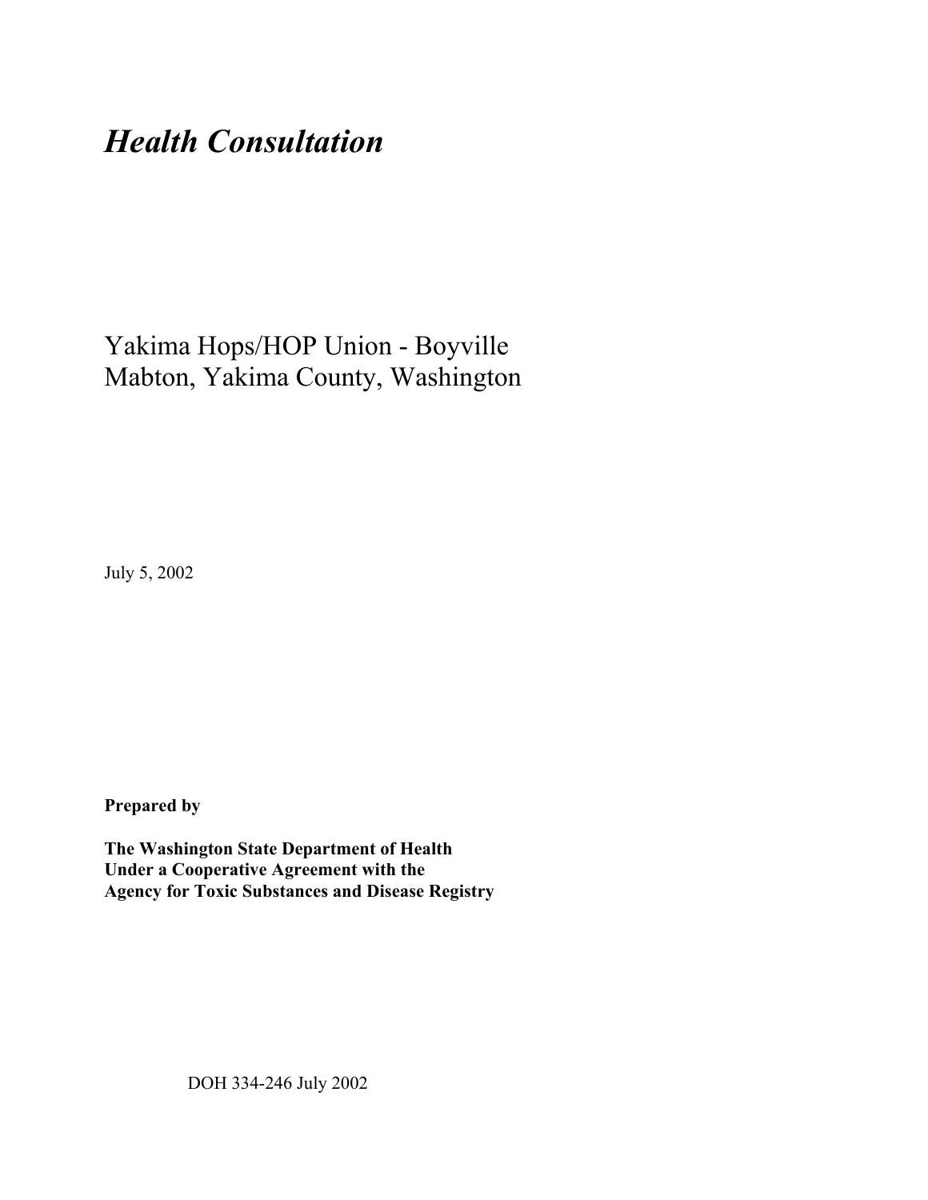# *Health Consultation*

Yakima Hops/HOP Union - Boyville
Mabton, Yakima County, Washington

July 5, 2002

**Prepared by**

**The Washington State Department of Health**
**Under a Cooperative Agreement with the**
**Agency for Toxic Substances and Disease Registry**

DOH 334-246 July 2002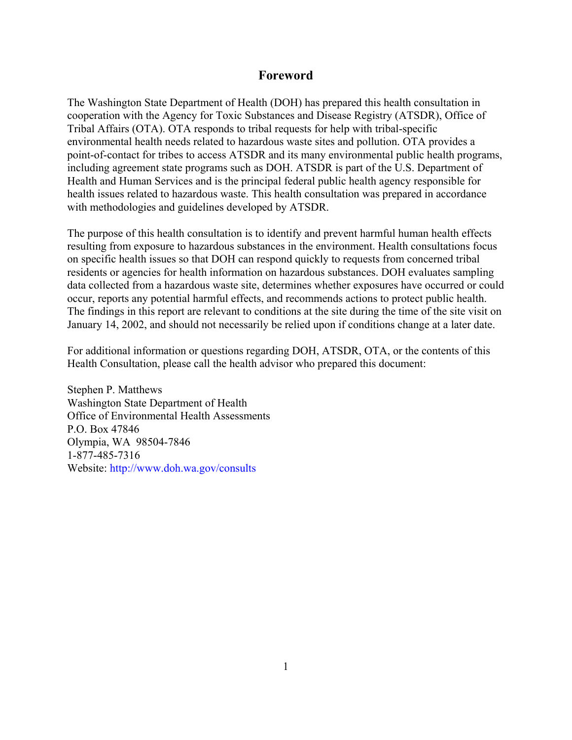## Foreword

The Washington State Department of Health (DOH) has prepared this health consultation in cooperation with the Agency for Toxic Substances and Disease Registry (ATSDR), Office of Tribal Affairs (OTA). OTA responds to tribal requests for help with tribal-specific environmental health needs related to hazardous waste sites and pollution. OTA provides a point-of-contact for tribes to access ATSDR and its many environmental public health programs, including agreement state programs such as DOH. ATSDR is part of the U.S. Department of Health and Human Services and is the principal federal public health agency responsible for health issues related to hazardous waste. This health consultation was prepared in accordance with methodologies and guidelines developed by ATSDR.

The purpose of this health consultation is to identify and prevent harmful human health effects resulting from exposure to hazardous substances in the environment. Health consultations focus on specific health issues so that DOH can respond quickly to requests from concerned tribal residents or agencies for health information on hazardous substances. DOH evaluates sampling data collected from a hazardous waste site, determines whether exposures have occurred or could occur, reports any potential harmful effects, and recommends actions to protect public health. The findings in this report are relevant to conditions at the site during the time of the site visit on January 14, 2002, and should not necessarily be relied upon if conditions change at a later date.

For additional information or questions regarding DOH, ATSDR, OTA, or the contents of this Health Consultation, please call the health advisor who prepared this document:

Stephen P. Matthews
Washington State Department of Health
Office of Environmental Health Assessments
P.O. Box 47846
Olympia, WA 98504-7846
1-877-485-7316
Website: http://www.doh.wa.gov/consults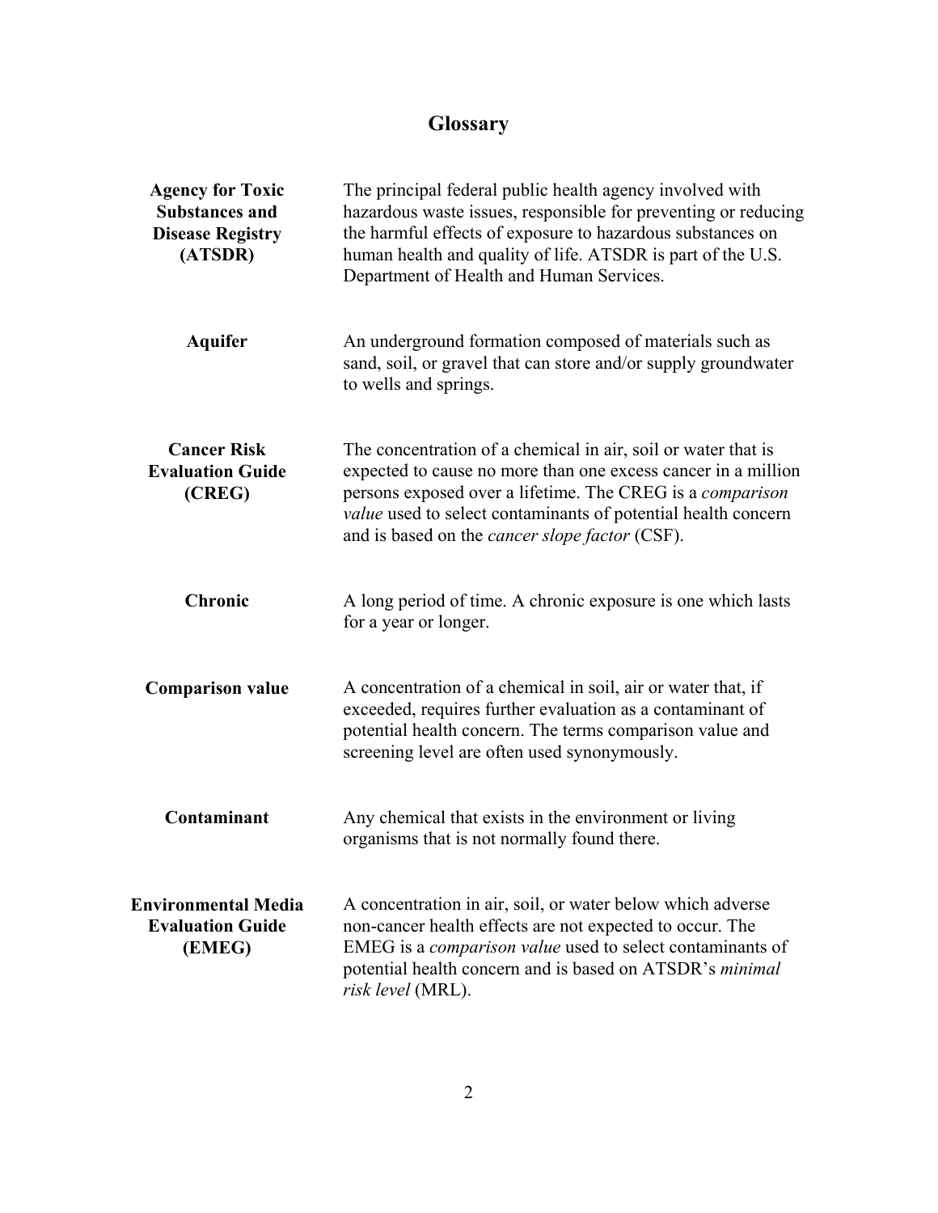# Glossary

| | |
|---|---|
| **Agency for Toxic Substances and Disease Registry (ATSDR)** | The principal federal public health agency involved with hazardous waste issues, responsible for preventing or reducing the harmful effects of exposure to hazardous substances on human health and quality of life. ATSDR is part of the U.S. Department of Health and Human Services. |
| **Aquifer** | An underground formation composed of materials such as sand, soil, or gravel that can store and/or supply groundwater to wells and springs. |
| **Cancer Risk Evaluation Guide (CREG)** | The concentration of a chemical in air, soil or water that is expected to cause no more than one excess cancer in a million persons exposed over a lifetime. The CREG is a *comparison value* used to select contaminants of potential health concern and is based on the *cancer slope factor* (CSF). |
| **Chronic** | A long period of time. A chronic exposure is one which lasts for a year or longer. |
| **Comparison value** | A concentration of a chemical in soil, air or water that, if exceeded, requires further evaluation as a contaminant of potential health concern. The terms comparison value and screening level are often used synonymously. |
| **Contaminant** | Any chemical that exists in the environment or living organisms that is not normally found there. |
| **Environmental Media Evaluation Guide (EMEG)** | A concentration in air, soil, or water below which adverse non-cancer health effects are not expected to occur. The EMEG is a *comparison value* used to select contaminants of potential health concern and is based on ATSDR's *minimal risk level* (MRL). |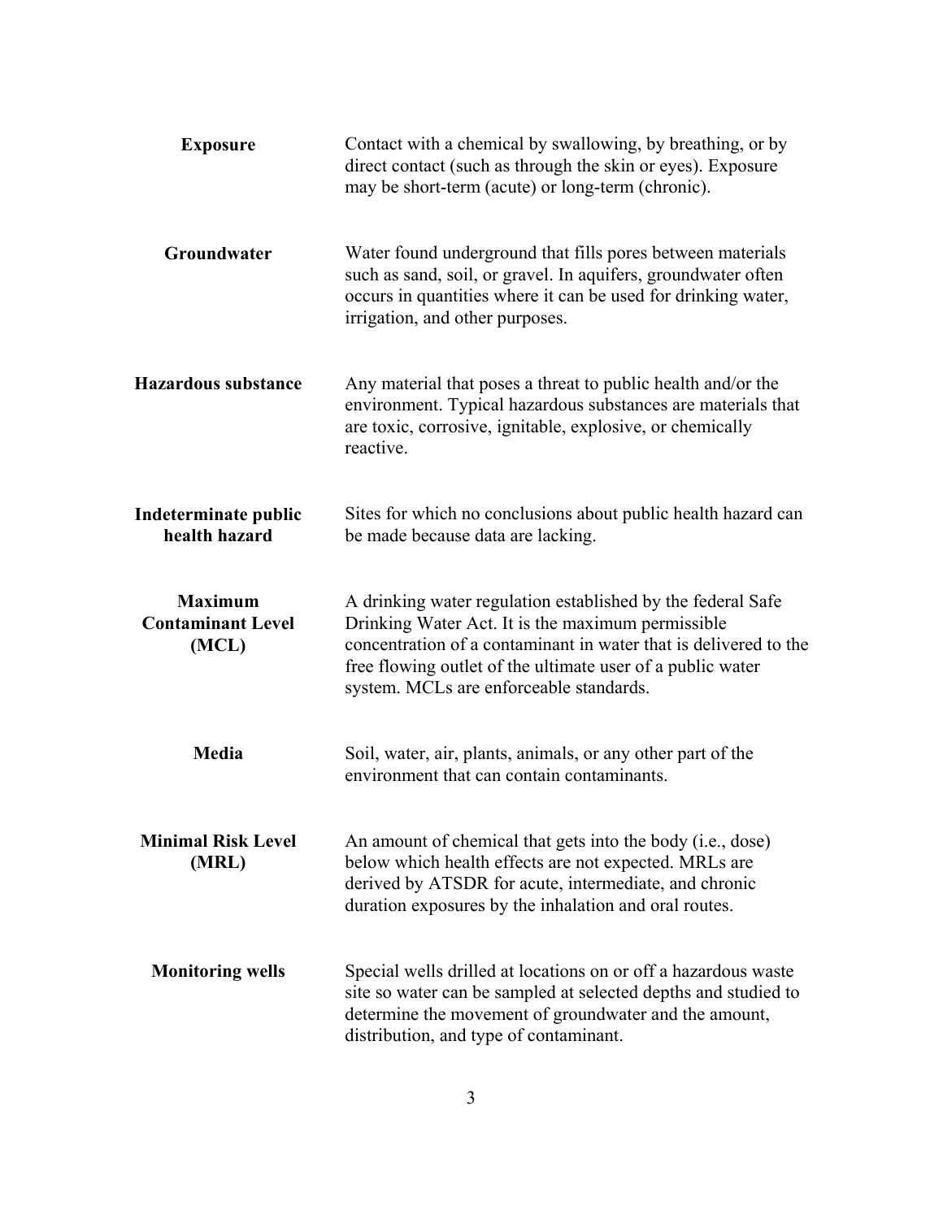**Exposure**
Contact with a chemical by swallowing, by breathing, or by direct contact (such as through the skin or eyes). Exposure may be short-term (acute) or long-term (chronic).

**Groundwater**
Water found underground that fills pores between materials such as sand, soil, or gravel. In aquifers, groundwater often occurs in quantities where it can be used for drinking water, irrigation, and other purposes.

**Hazardous substance**
Any material that poses a threat to public health and/or the environment. Typical hazardous substances are materials that are toxic, corrosive, ignitable, explosive, or chemically reactive.

**Indeterminate public health hazard**
Sites for which no conclusions about public health hazard can be made because data are lacking.

**Maximum Contaminant Level (MCL)**
A drinking water regulation established by the federal Safe Drinking Water Act. It is the maximum permissible concentration of a contaminant in water that is delivered to the free flowing outlet of the ultimate user of a public water system. MCLs are enforceable standards.

**Media**
Soil, water, air, plants, animals, or any other part of the environment that can contain contaminants.

**Minimal Risk Level (MRL)**
An amount of chemical that gets into the body (i.e., dose) below which health effects are not expected. MRLs are derived by ATSDR for acute, intermediate, and chronic duration exposures by the inhalation and oral routes.

**Monitoring wells**
Special wells drilled at locations on or off a hazardous waste site so water can be sampled at selected depths and studied to determine the movement of groundwater and the amount, distribution, and type of contaminant.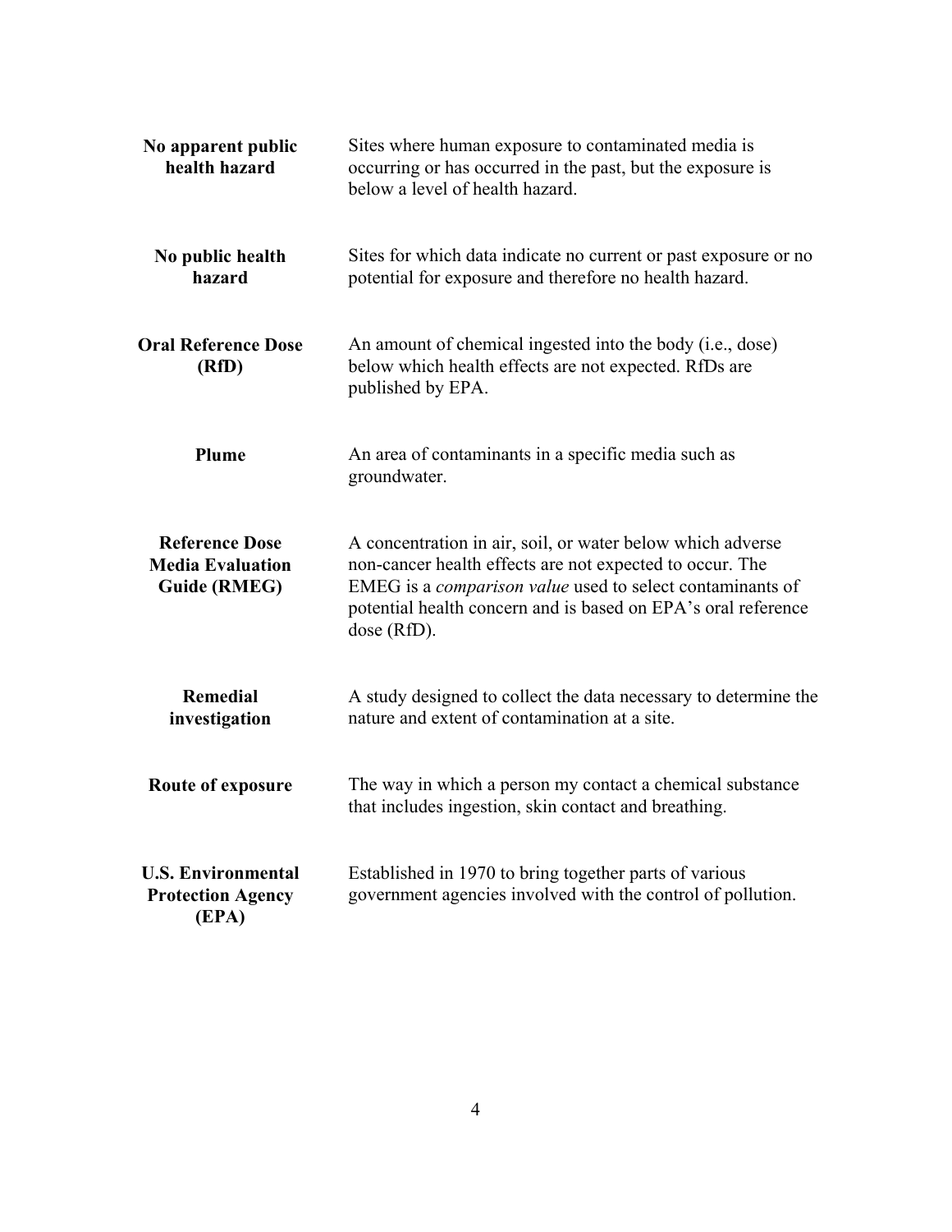| | |
|---|---|
| **No apparent public health hazard** | Sites where human exposure to contaminated media is occurring or has occurred in the past, but the exposure is below a level of health hazard. |
| **No public health hazard** | Sites for which data indicate no current or past exposure or no potential for exposure and therefore no health hazard. |
| **Oral Reference Dose (RfD)** | An amount of chemical ingested into the body (i.e., dose) below which health effects are not expected. RfDs are published by EPA. |
| **Plume** | An area of contaminants in a specific media such as groundwater. |
| **Reference Dose Media Evaluation Guide (RMEG)** | A concentration in air, soil, or water below which adverse non-cancer health effects are not expected to occur. The EMEG is a *comparison value* used to select contaminants of potential health concern and is based on EPA's oral reference dose (RfD). |
| **Remedial investigation** | A study designed to collect the data necessary to determine the nature and extent of contamination at a site. |
| **Route of exposure** | The way in which a person my contact a chemical substance that includes ingestion, skin contact and breathing. |
| **U.S. Environmental Protection Agency (EPA)** | Established in 1970 to bring together parts of various government agencies involved with the control of pollution. |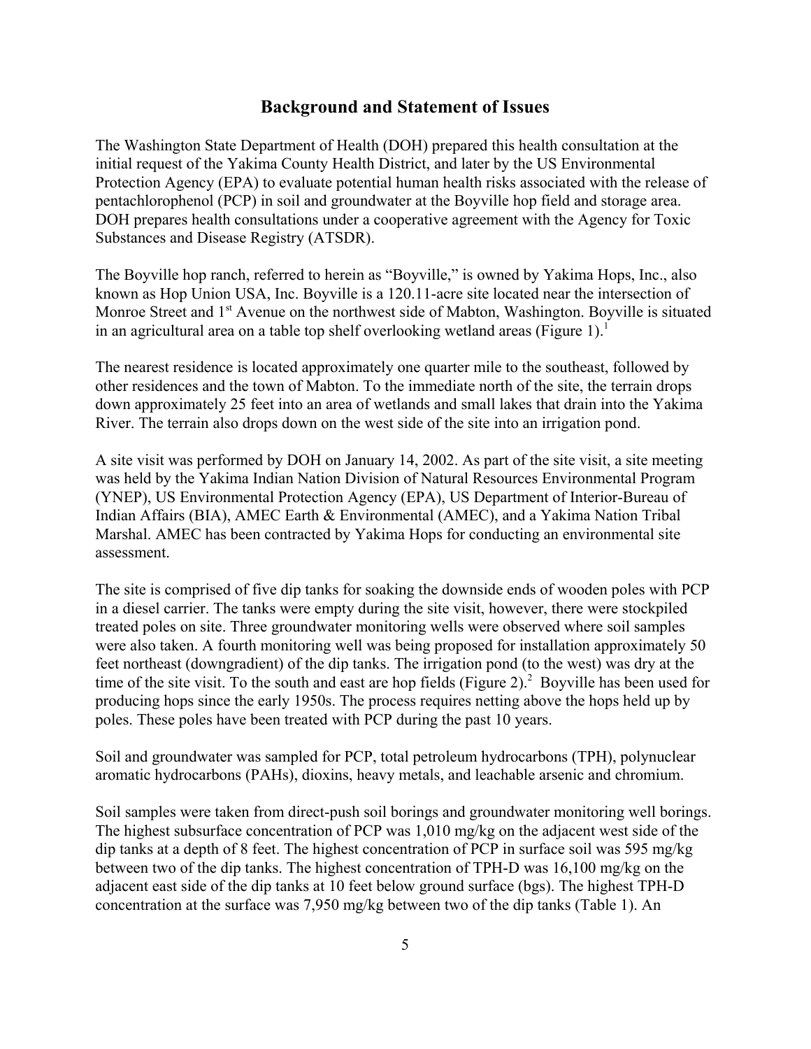## Background and Statement of Issues

The Washington State Department of Health (DOH) prepared this health consultation at the initial request of the Yakima County Health District, and later by the US Environmental Protection Agency (EPA) to evaluate potential human health risks associated with the release of pentachlorophenol (PCP) in soil and groundwater at the Boyville hop field and storage area. DOH prepares health consultations under a cooperative agreement with the Agency for Toxic Substances and Disease Registry (ATSDR).

The Boyville hop ranch, referred to herein as "Boyville," is owned by Yakima Hops, Inc., also known as Hop Union USA, Inc. Boyville is a 120.11-acre site located near the intersection of Monroe Street and 1st Avenue on the northwest side of Mabton, Washington. Boyville is situated in an agricultural area on a table top shelf overlooking wetland areas (Figure 1).[1]

The nearest residence is located approximately one quarter mile to the southeast, followed by other residences and the town of Mabton. To the immediate north of the site, the terrain drops down approximately 25 feet into an area of wetlands and small lakes that drain into the Yakima River. The terrain also drops down on the west side of the site into an irrigation pond.

A site visit was performed by DOH on January 14, 2002. As part of the site visit, a site meeting was held by the Yakima Indian Nation Division of Natural Resources Environmental Program (YNEP), US Environmental Protection Agency (EPA), US Department of Interior-Bureau of Indian Affairs (BIA), AMEC Earth & Environmental (AMEC), and a Yakima Nation Tribal Marshal. AMEC has been contracted by Yakima Hops for conducting an environmental site assessment.

The site is comprised of five dip tanks for soaking the downside ends of wooden poles with PCP in a diesel carrier. The tanks were empty during the site visit, however, there were stockpiled treated poles on site. Three groundwater monitoring wells were observed where soil samples were also taken. A fourth monitoring well was being proposed for installation approximately 50 feet northeast (downgradient) of the dip tanks. The irrigation pond (to the west) was dry at the time of the site visit. To the south and east are hop fields (Figure 2).[2] Boyville has been used for producing hops since the early 1950s. The process requires netting above the hops held up by poles. These poles have been treated with PCP during the past 10 years.

Soil and groundwater was sampled for PCP, total petroleum hydrocarbons (TPH), polynuclear aromatic hydrocarbons (PAHs), dioxins, heavy metals, and leachable arsenic and chromium.

Soil samples were taken from direct-push soil borings and groundwater monitoring well borings. The highest subsurface concentration of PCP was 1,010 mg/kg on the adjacent west side of the dip tanks at a depth of 8 feet. The highest concentration of PCP in surface soil was 595 mg/kg between two of the dip tanks. The highest concentration of TPH-D was 16,100 mg/kg on the adjacent east side of the dip tanks at 10 feet below ground surface (bgs). The highest TPH-D concentration at the surface was 7,950 mg/kg between two of the dip tanks (Table 1). An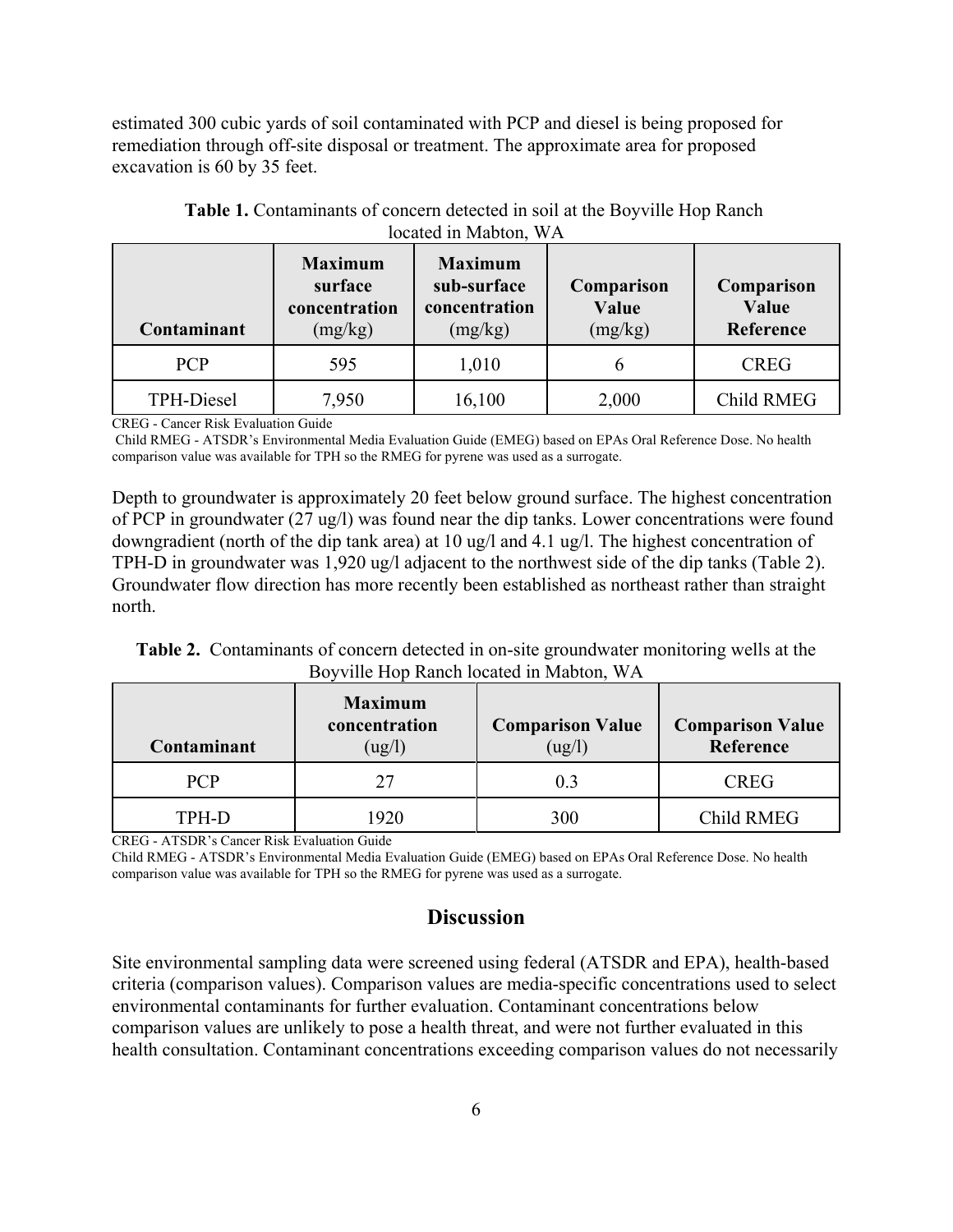estimated 300 cubic yards of soil contaminated with PCP and diesel is being proposed for remediation through off-site disposal or treatment. The approximate area for proposed excavation is 60 by 35 feet.

**Table 1.** Contaminants of concern detected in soil at the Boyville Hop Ranch located in Mabton, WA

| Contaminant | Maximum surface concentration (mg/kg) | Maximum sub-surface concentration (mg/kg) | Comparison Value (mg/kg) | Comparison Value Reference |
|---|---|---|---|---|
| PCP | 595 | 1,010 | 6 | CREG |
| TPH-Diesel | 7,950 | 16,100 | 2,000 | Child RMEG |

CREG - Cancer Risk Evaluation Guide
Child RMEG - ATSDR's Environmental Media Evaluation Guide (EMEG) based on EPAs Oral Reference Dose. No health comparison value was available for TPH so the RMEG for pyrene was used as a surrogate.

Depth to groundwater is approximately 20 feet below ground surface. The highest concentration of PCP in groundwater (27 ug/l) was found near the dip tanks. Lower concentrations were found downgradient (north of the dip tank area) at 10 ug/l and 4.1 ug/l. The highest concentration of TPH-D in groundwater was 1,920 ug/l adjacent to the northwest side of the dip tanks (Table 2). Groundwater flow direction has more recently been established as northeast rather than straight north.

**Table 2.** Contaminants of concern detected in on-site groundwater monitoring wells at the Boyville Hop Ranch located in Mabton, WA

| Contaminant | Maximum concentration (ug/l) | Comparison Value (ug/l) | Comparison Value Reference |
|---|---|---|---|
| PCP | 27 | 0.3 | CREG |
| TPH-D | 1920 | 300 | Child RMEG |

CREG - ATSDR's Cancer Risk Evaluation Guide
Child RMEG - ATSDR's Environmental Media Evaluation Guide (EMEG) based on EPAs Oral Reference Dose. No health comparison value was available for TPH so the RMEG for pyrene was used as a surrogate.

## Discussion

Site environmental sampling data were screened using federal (ATSDR and EPA), health-based criteria (comparison values). Comparison values are media-specific concentrations used to select environmental contaminants for further evaluation. Contaminant concentrations below comparison values are unlikely to pose a health threat, and were not further evaluated in this health consultation. Contaminant concentrations exceeding comparison values do not necessarily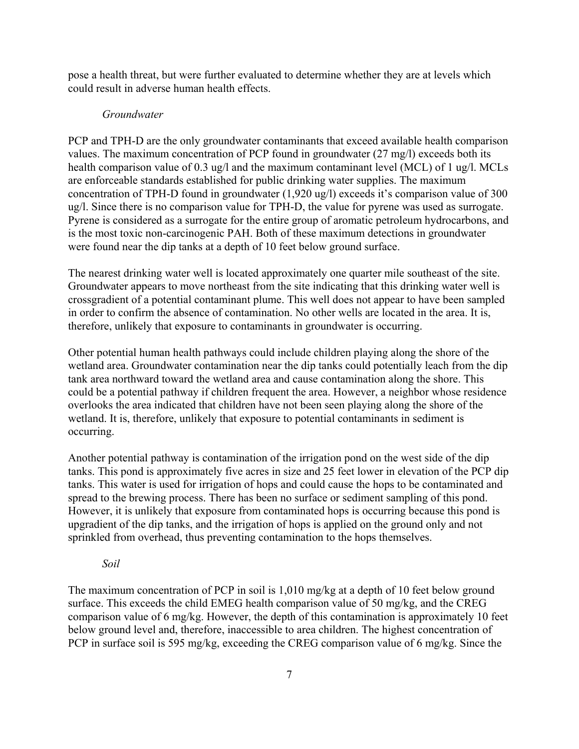pose a health threat, but were further evaluated to determine whether they are at levels which could result in adverse human health effects.

*Groundwater*

PCP and TPH-D are the only groundwater contaminants that exceed available health comparison values. The maximum concentration of PCP found in groundwater (27 mg/l) exceeds both its health comparison value of 0.3 ug/l and the maximum contaminant level (MCL) of 1 ug/l. MCLs are enforceable standards established for public drinking water supplies. The maximum concentration of TPH-D found in groundwater (1,920 ug/l) exceeds it's comparison value of 300 ug/l. Since there is no comparison value for TPH-D, the value for pyrene was used as surrogate. Pyrene is considered as a surrogate for the entire group of aromatic petroleum hydrocarbons, and is the most toxic non-carcinogenic PAH. Both of these maximum detections in groundwater were found near the dip tanks at a depth of 10 feet below ground surface.

The nearest drinking water well is located approximately one quarter mile southeast of the site. Groundwater appears to move northeast from the site indicating that this drinking water well is crossgradient of a potential contaminant plume. This well does not appear to have been sampled in order to confirm the absence of contamination. No other wells are located in the area. It is, therefore, unlikely that exposure to contaminants in groundwater is occurring.

Other potential human health pathways could include children playing along the shore of the wetland area. Groundwater contamination near the dip tanks could potentially leach from the dip tank area northward toward the wetland area and cause contamination along the shore. This could be a potential pathway if children frequent the area. However, a neighbor whose residence overlooks the area indicated that children have not been seen playing along the shore of the wetland. It is, therefore, unlikely that exposure to potential contaminants in sediment is occurring.

Another potential pathway is contamination of the irrigation pond on the west side of the dip tanks. This pond is approximately five acres in size and 25 feet lower in elevation of the PCP dip tanks. This water is used for irrigation of hops and could cause the hops to be contaminated and spread to the brewing process. There has been no surface or sediment sampling of this pond. However, it is unlikely that exposure from contaminated hops is occurring because this pond is upgradient of the dip tanks, and the irrigation of hops is applied on the ground only and not sprinkled from overhead, thus preventing contamination to the hops themselves.

*Soil*

The maximum concentration of PCP in soil is 1,010 mg/kg at a depth of 10 feet below ground surface. This exceeds the child EMEG health comparison value of 50 mg/kg, and the CREG comparison value of 6 mg/kg. However, the depth of this contamination is approximately 10 feet below ground level and, therefore, inaccessible to area children. The highest concentration of PCP in surface soil is 595 mg/kg, exceeding the CREG comparison value of 6 mg/kg. Since the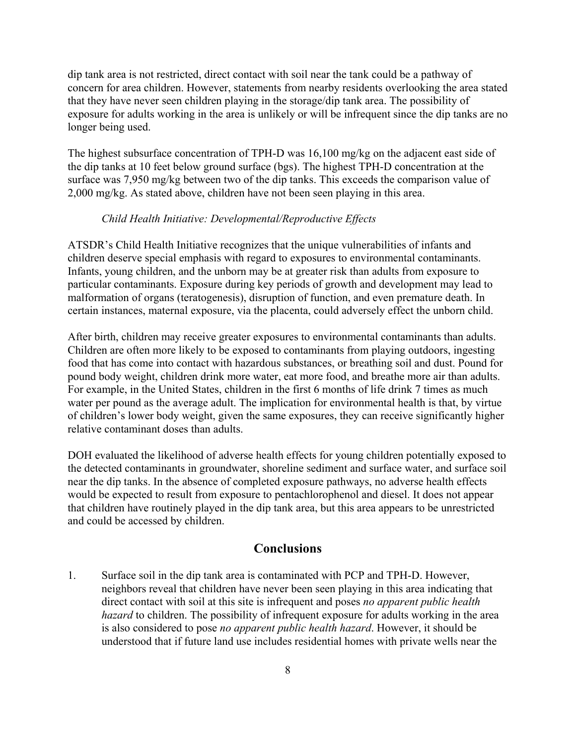dip tank area is not restricted, direct contact with soil near the tank could be a pathway of concern for area children. However, statements from nearby residents overlooking the area stated that they have never seen children playing in the storage/dip tank area. The possibility of exposure for adults working in the area is unlikely or will be infrequent since the dip tanks are no longer being used.

The highest subsurface concentration of TPH-D was 16,100 mg/kg on the adjacent east side of the dip tanks at 10 feet below ground surface (bgs). The highest TPH-D concentration at the surface was 7,950 mg/kg between two of the dip tanks. This exceeds the comparison value of 2,000 mg/kg. As stated above, children have not been seen playing in this area.

*Child Health Initiative: Developmental/Reproductive Effects*

ATSDR's Child Health Initiative recognizes that the unique vulnerabilities of infants and children deserve special emphasis with regard to exposures to environmental contaminants. Infants, young children, and the unborn may be at greater risk than adults from exposure to particular contaminants. Exposure during key periods of growth and development may lead to malformation of organs (teratogenesis), disruption of function, and even premature death. In certain instances, maternal exposure, via the placenta, could adversely effect the unborn child.

After birth, children may receive greater exposures to environmental contaminants than adults. Children are often more likely to be exposed to contaminants from playing outdoors, ingesting food that has come into contact with hazardous substances, or breathing soil and dust. Pound for pound body weight, children drink more water, eat more food, and breathe more air than adults. For example, in the United States, children in the first 6 months of life drink 7 times as much water per pound as the average adult. The implication for environmental health is that, by virtue of children's lower body weight, given the same exposures, they can receive significantly higher relative contaminant doses than adults.

DOH evaluated the likelihood of adverse health effects for young children potentially exposed to the detected contaminants in groundwater, shoreline sediment and surface water, and surface soil near the dip tanks. In the absence of completed exposure pathways, no adverse health effects would be expected to result from exposure to pentachlorophenol and diesel. It does not appear that children have routinely played in the dip tank area, but this area appears to be unrestricted and could be accessed by children.

## Conclusions

1. Surface soil in the dip tank area is contaminated with PCP and TPH-D. However, neighbors reveal that children have never been seen playing in this area indicating that direct contact with soil at this site is infrequent and poses *no apparent public health hazard* to children. The possibility of infrequent exposure for adults working in the area is also considered to pose *no apparent public health hazard*. However, it should be understood that if future land use includes residential homes with private wells near the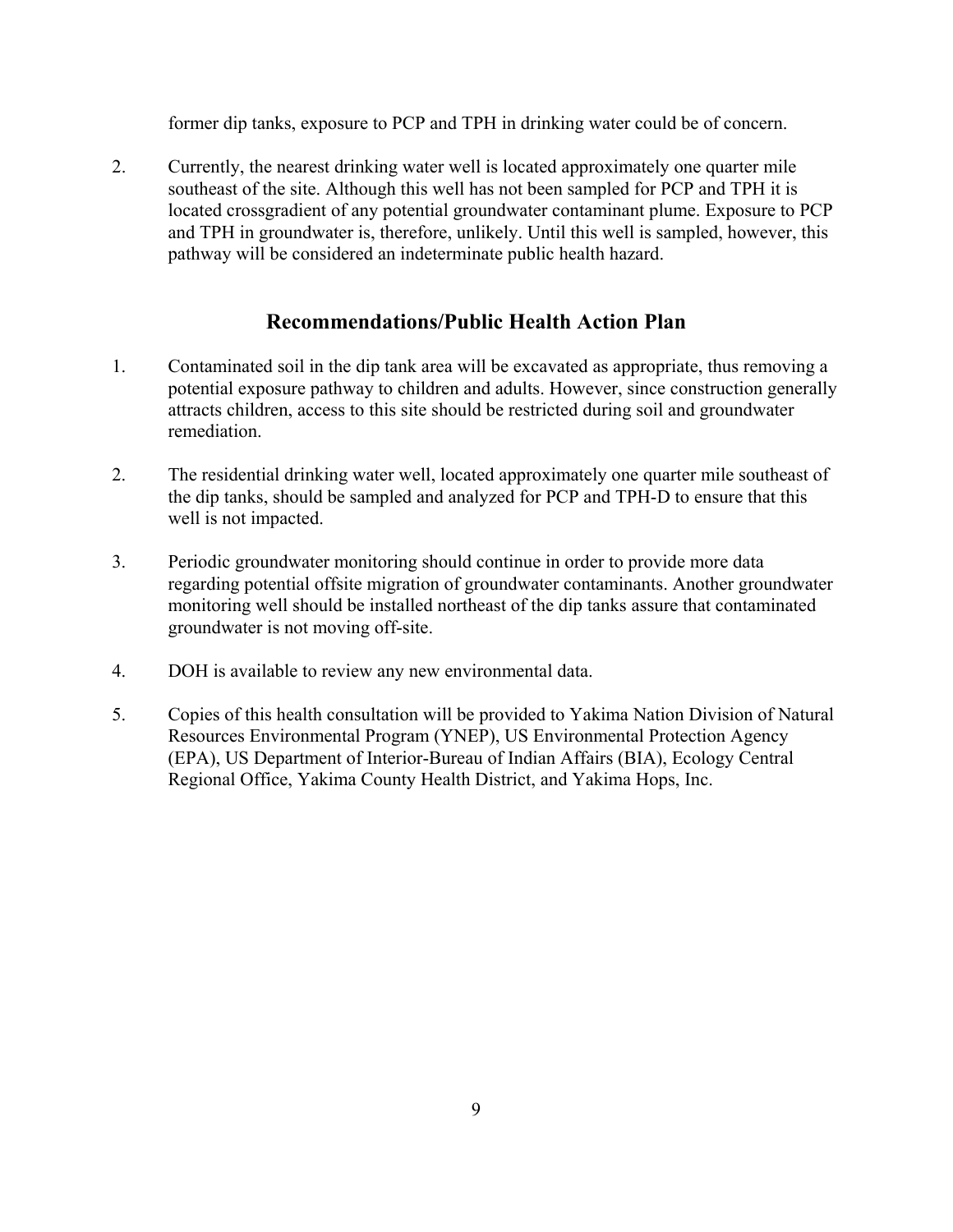former dip tanks, exposure to PCP and TPH in drinking water could be of concern.

2. Currently, the nearest drinking water well is located approximately one quarter mile southeast of the site. Although this well has not been sampled for PCP and TPH it is located crossgradient of any potential groundwater contaminant plume. Exposure to PCP and TPH in groundwater is, therefore, unlikely. Until this well is sampled, however, this pathway will be considered an indeterminate public health hazard.

## Recommendations/Public Health Action Plan

1. Contaminated soil in the dip tank area will be excavated as appropriate, thus removing a potential exposure pathway to children and adults. However, since construction generally attracts children, access to this site should be restricted during soil and groundwater remediation.

2. The residential drinking water well, located approximately one quarter mile southeast of the dip tanks, should be sampled and analyzed for PCP and TPH-D to ensure that this well is not impacted.

3. Periodic groundwater monitoring should continue in order to provide more data regarding potential offsite migration of groundwater contaminants. Another groundwater monitoring well should be installed northeast of the dip tanks assure that contaminated groundwater is not moving off-site.

4. DOH is available to review any new environmental data.

5. Copies of this health consultation will be provided to Yakima Nation Division of Natural Resources Environmental Program (YNEP), US Environmental Protection Agency (EPA), US Department of Interior-Bureau of Indian Affairs (BIA), Ecology Central Regional Office, Yakima County Health District, and Yakima Hops, Inc.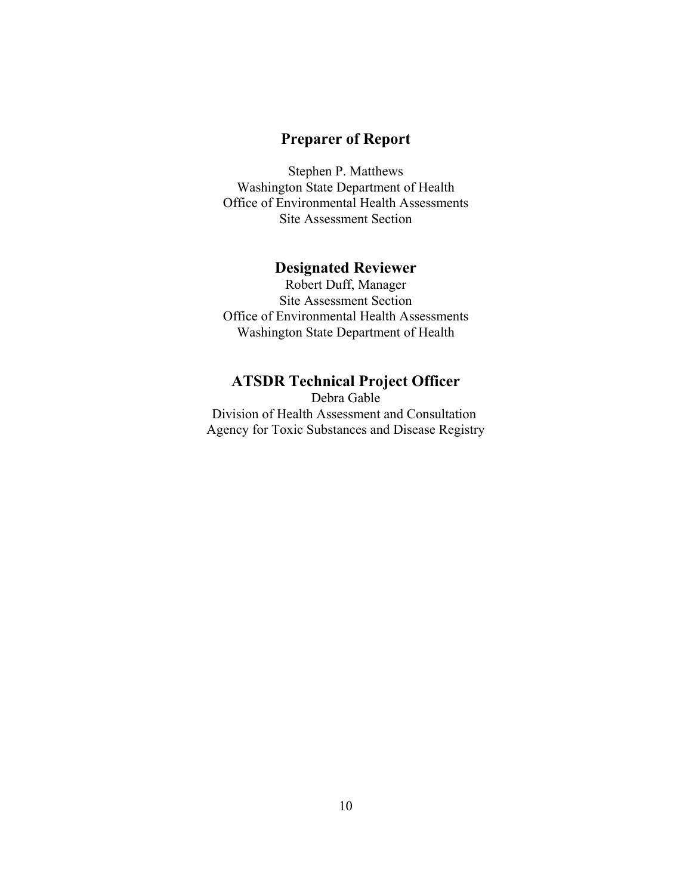## Preparer of Report

Stephen P. Matthews
Washington State Department of Health
Office of Environmental Health Assessments
Site Assessment Section

## Designated Reviewer

Robert Duff, Manager
Site Assessment Section
Office of Environmental Health Assessments
Washington State Department of Health

## ATSDR Technical Project Officer

Debra Gable
Division of Health Assessment and Consultation
Agency for Toxic Substances and Disease Registry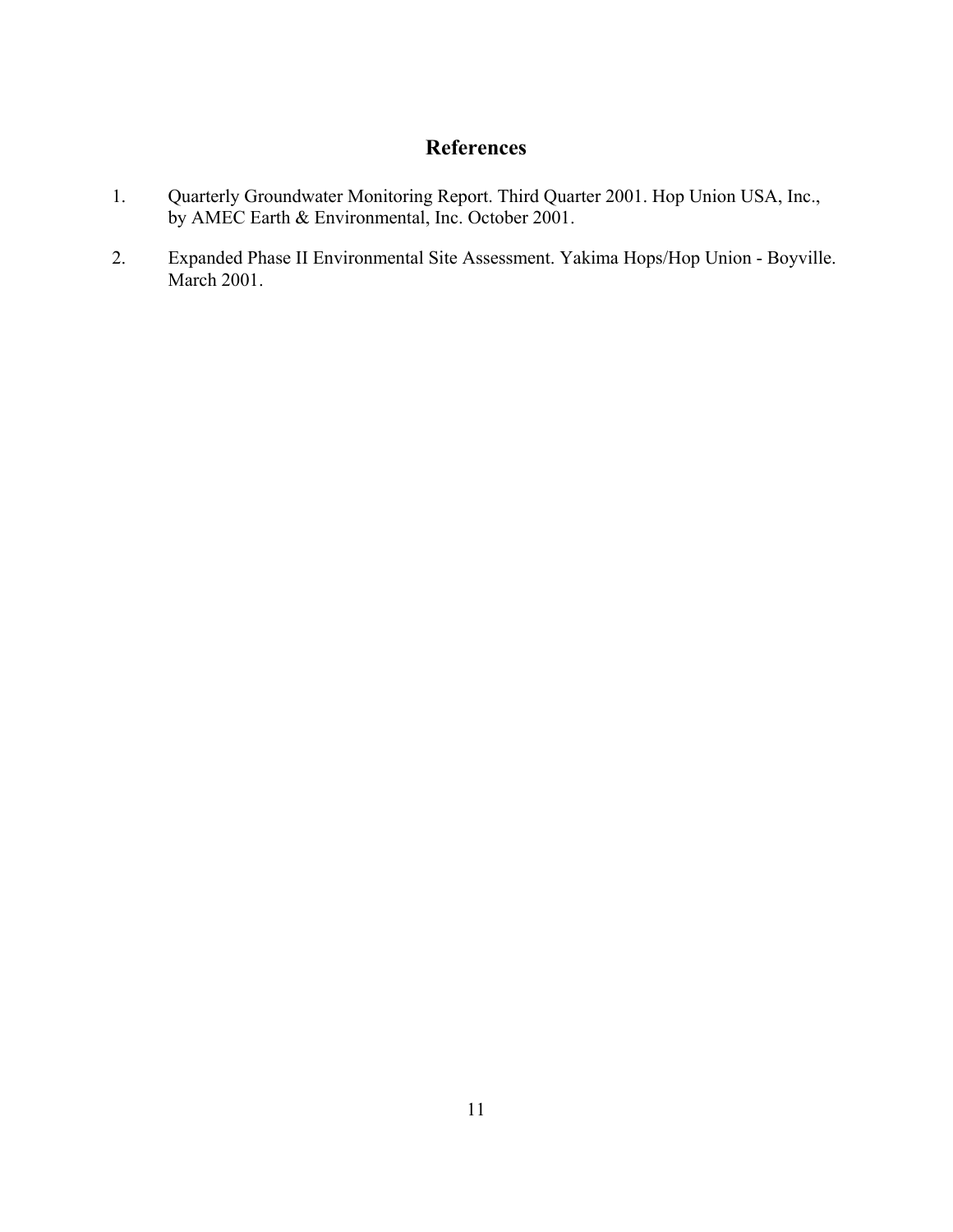## References

1. Quarterly Groundwater Monitoring Report. Third Quarter 2001. Hop Union USA, Inc., by AMEC Earth & Environmental, Inc. October 2001.

2. Expanded Phase II Environmental Site Assessment. Yakima Hops/Hop Union - Boyville. March 2001.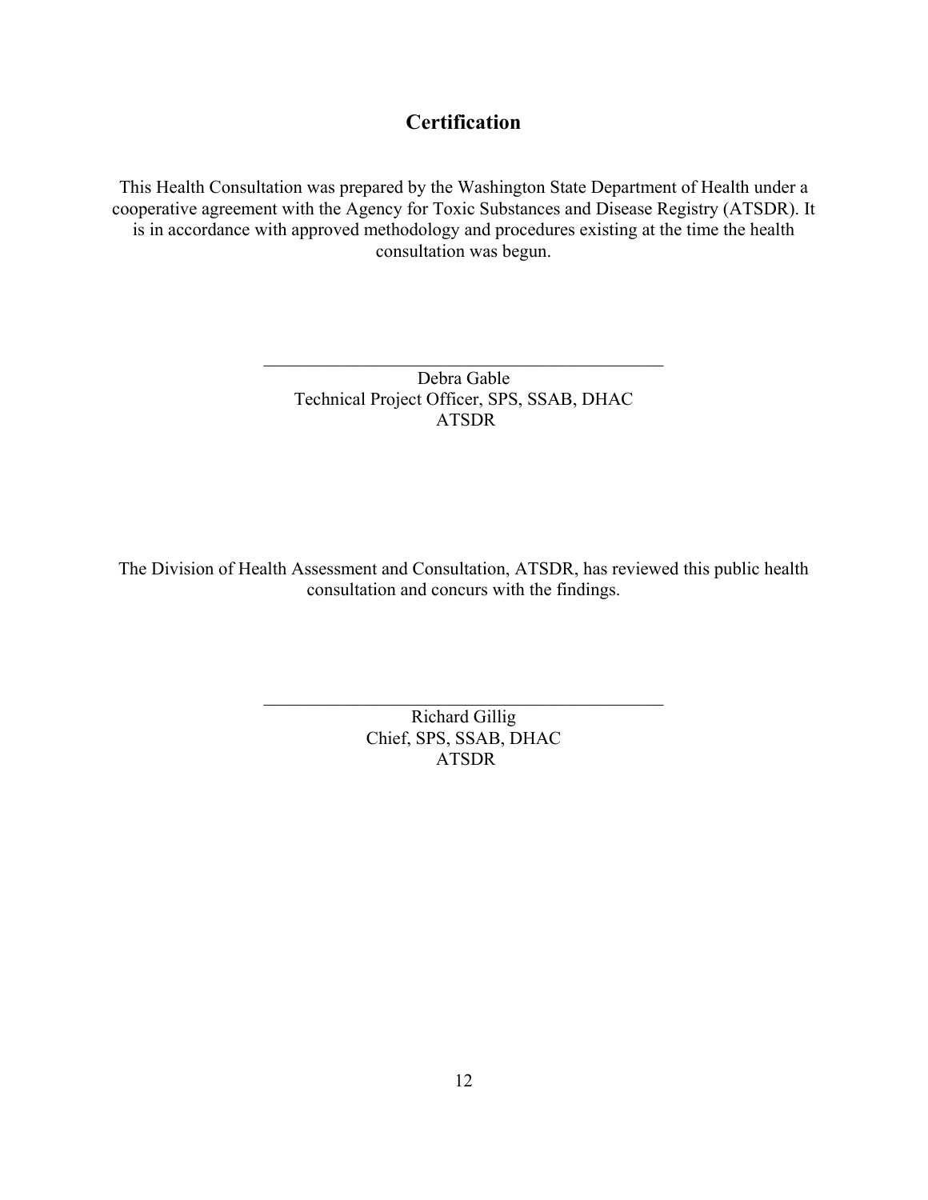# Certification

This Health Consultation was prepared by the Washington State Department of Health under a cooperative agreement with the Agency for Toxic Substances and Disease Registry (ATSDR). It is in accordance with approved methodology and procedures existing at the time the health consultation was begun.

\_\_\_\_\_\_\_\_\_\_\_\_\_\_\_\_\_\_\_\_\_\_\_\_\_\_\_\_\_\_\_\_\_\_\_\_\_\_\_\_\_\_\_\_\_\_

Debra Gable
Technical Project Officer, SPS, SSAB, DHAC
ATSDR

The Division of Health Assessment and Consultation, ATSDR, has reviewed this public health consultation and concurs with the findings.

\_\_\_\_\_\_\_\_\_\_\_\_\_\_\_\_\_\_\_\_\_\_\_\_\_\_\_\_\_\_\_\_\_\_\_\_\_\_\_\_\_\_\_\_\_\_

Richard Gillig
Chief, SPS, SSAB, DHAC
ATSDR